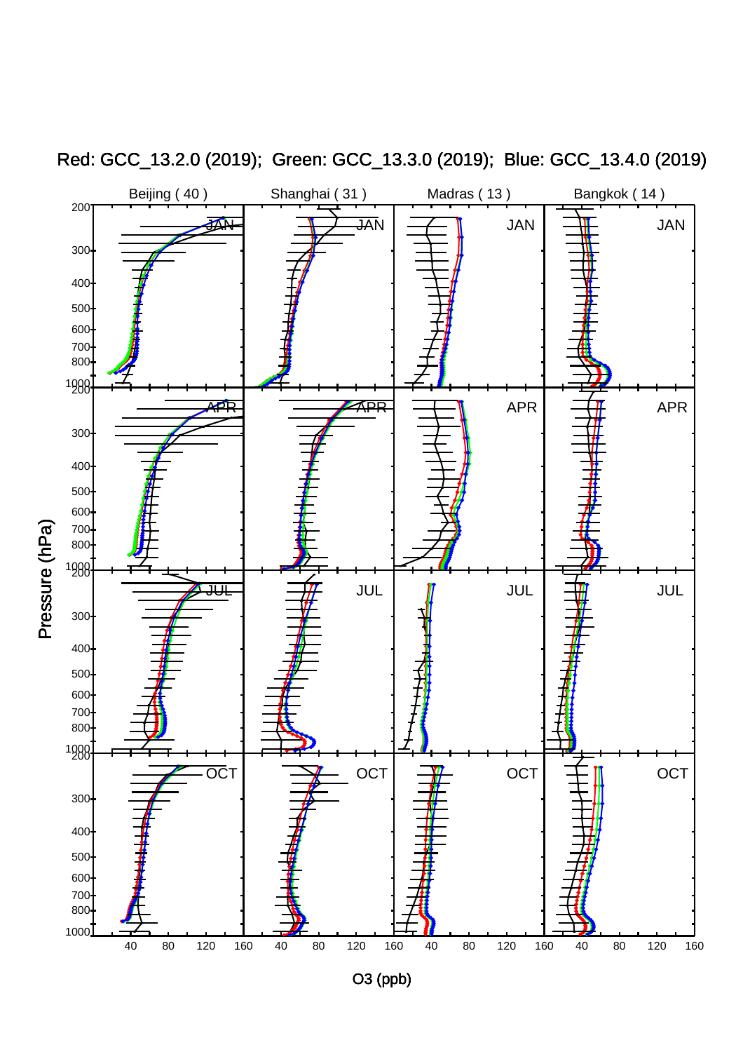Red: GCC_13.2.0 (2019); Green: GCC_13.3.0 (2019); Blue: GCC_13.4.0 (2019)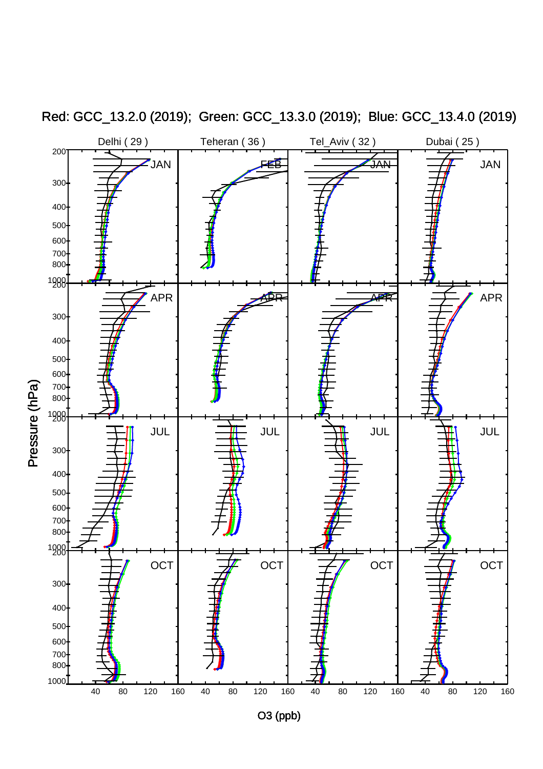Red: GCC_13.2.0 (2019); Green: GCC_13.3.0 (2019); Blue: GCC_13.4.0 (2019)

Delhi ( 29 ) | Teheran ( 36 ) | Tel_Aviv ( 32 ) | Dubai ( 25 )

JAN | FEB | JAN | JAN

APR | APR | APR | APR

JUL | JUL | JUL | JUL

OCT | OCT | OCT | OCT

Pressure (hPa): 200, 300, 400, 500, 600, 700, 800, 1000

O3 (ppb): 40, 80, 120, 160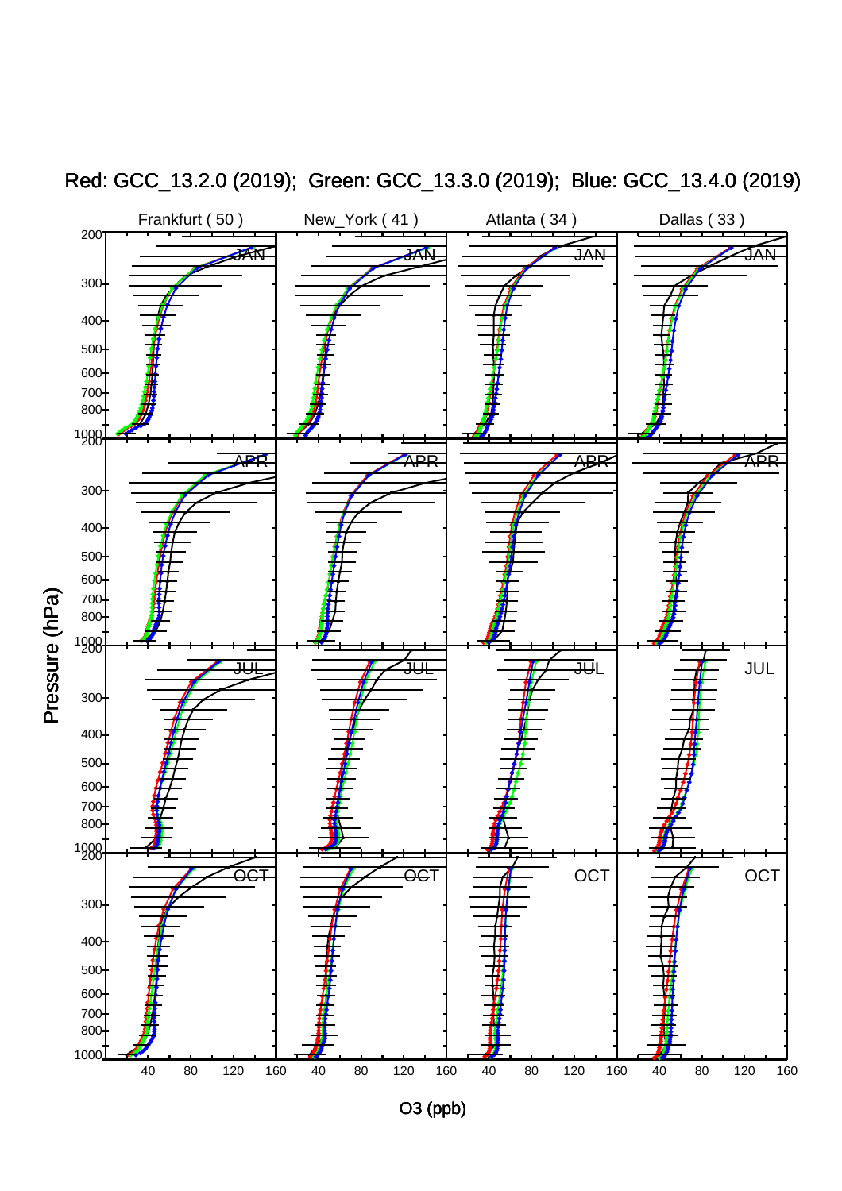Red: GCC_13.2.0 (2019); Green: GCC_13.3.0 (2019); Blue: GCC_13.4.0 (2019)

Frankfurt ( 50 ) | New_York ( 41 ) | Atlanta ( 34 ) | Dallas ( 33 )

JAN | APR | JUL | OCT

Pressure (hPa)

O3 (ppb)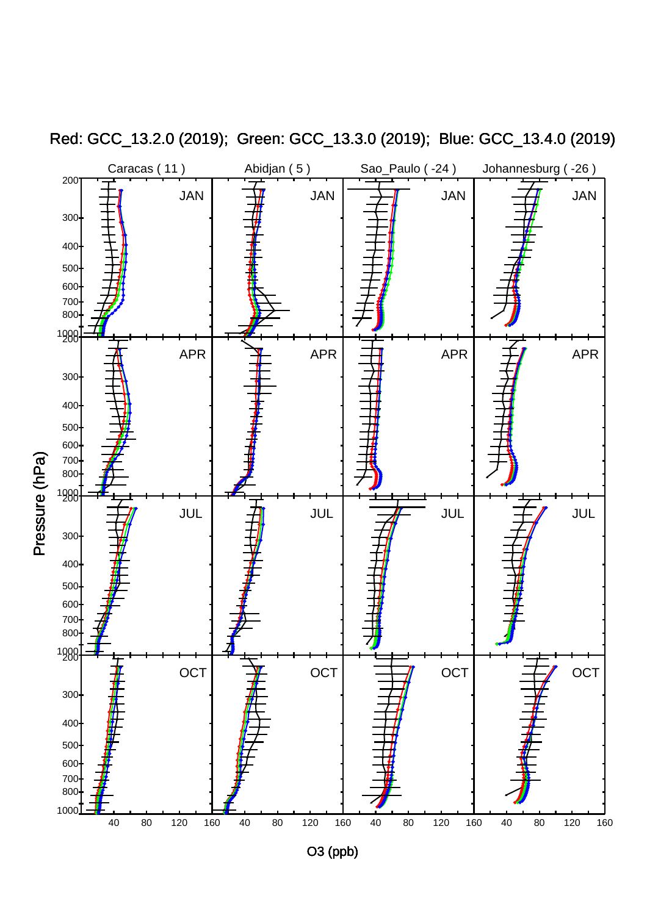Red: GCC_13.2.0 (2019); Green: GCC_13.3.0 (2019); Blue: GCC_13.4.0 (2019)

Caracas ( 11 ) | Abidjan ( 5 ) | Sao_Paulo ( -24 ) | Johannesburg ( -26 )

JAN | APR | JUL | OCT

Pressure (hPa): 200, 300, 400, 500, 600, 700, 800, 1000

O3 (ppb): 40, 80, 120, 160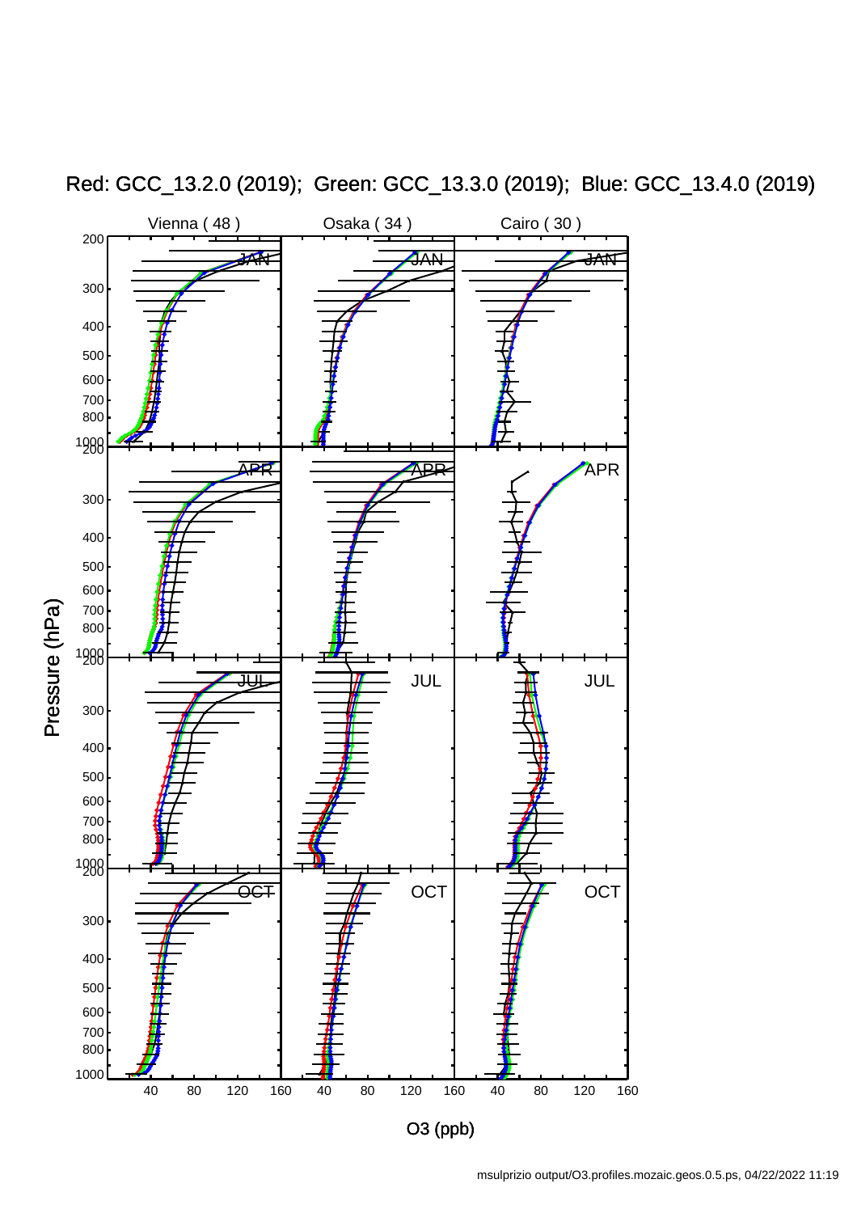Red: GCC_13.2.0 (2019); Green: GCC_13.3.0 (2019); Blue: GCC_13.4.0 (2019)

Vienna ( 48 )

Osaka ( 34 )

Cairo ( 30 )

JAN

APR

JUL

OCT

Pressure (hPa)

200
300
400
500
600
700
800
1000

40 80 120 160

O3 (ppb)

msulprizio output/O3.profiles.mozaic.geos.0.5.ps, 04/22/2022 11:19